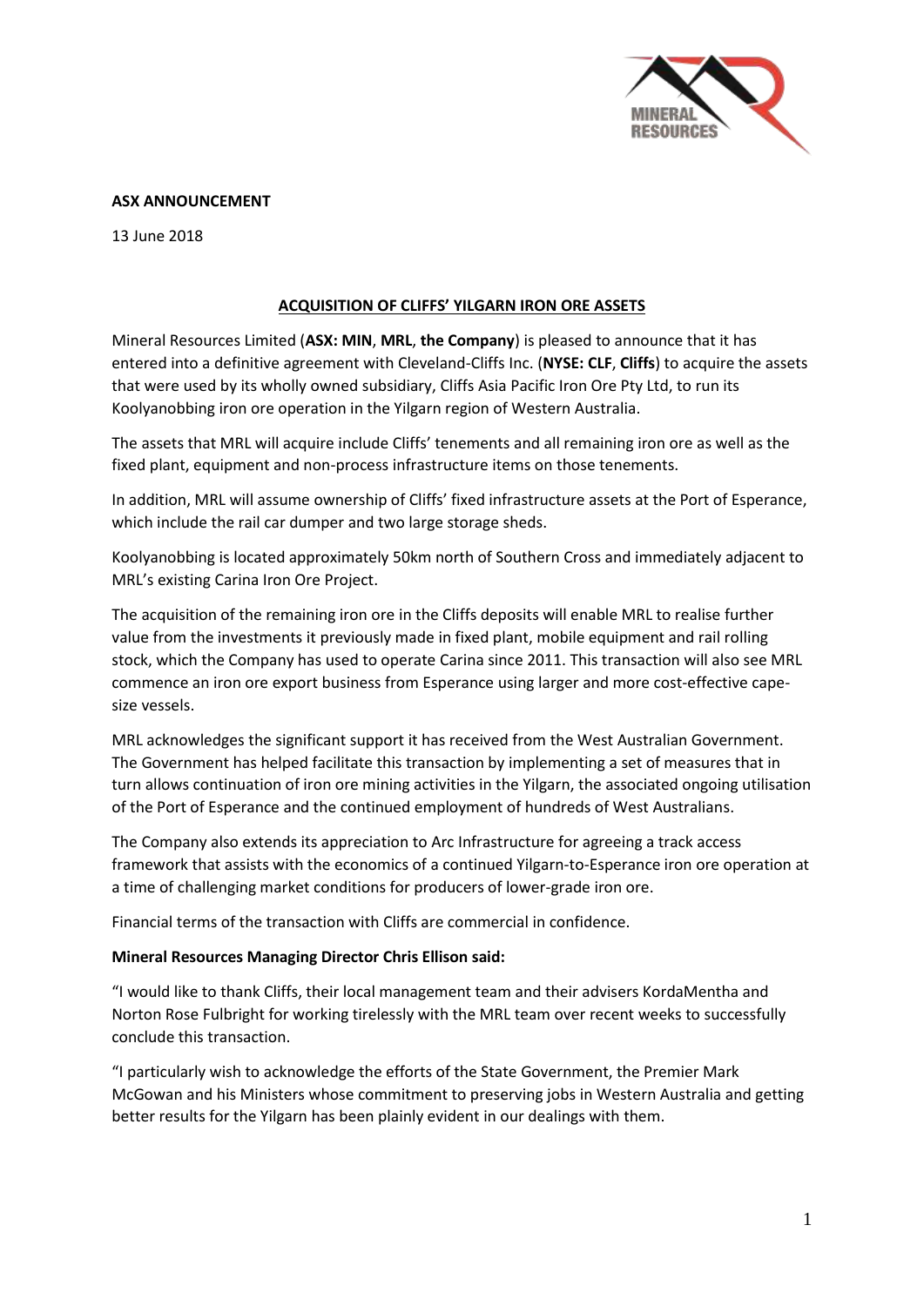**ASX ANNOUNCEMENT**

13 June 2018

**ACQUISITION OF CLIFFS' YILGARN IRON ORE ASSETS**

Mineral Resources Limited (**ASX: MIN**, **MRL**, **the Company**) is pleased to announce that it has entered into a definitive agreement with Cleveland-Cliffs Inc. (**NYSE: CLF**, **Cliffs**) to acquire the assets that were used by its wholly owned subsidiary, Cliffs Asia Pacific Iron Ore Pty Ltd, to run its Koolyanobbing iron ore operation in the Yilgarn region of Western Australia.

The assets that MRL will acquire include Cliffs' tenements and all remaining iron ore as well as the fixed plant, equipment and non-process infrastructure items on those tenements.

In addition, MRL will assume ownership of Cliffs' fixed infrastructure assets at the Port of Esperance, which include the rail car dumper and two large storage sheds.

Koolyanobbing is located approximately 50km north of Southern Cross and immediately adjacent to MRL's existing Carina Iron Ore Project.

The acquisition of the remaining iron ore in the Cliffs deposits will enable MRL to realise further value from the investments it previously made in fixed plant, mobile equipment and rail rolling stock, which the Company has used to operate Carina since 2011. This transaction will also see MRL commence an iron ore export business from Esperance using larger and more cost-effective cape-size vessels.

MRL acknowledges the significant support it has received from the West Australian Government. The Government has helped facilitate this transaction by implementing a set of measures that in turn allows continuation of iron ore mining activities in the Yilgarn, the associated ongoing utilisation of the Port of Esperance and the continued employment of hundreds of West Australians.

The Company also extends its appreciation to Arc Infrastructure for agreeing a track access framework that assists with the economics of a continued Yilgarn-to-Esperance iron ore operation at a time of challenging market conditions for producers of lower-grade iron ore.

Financial terms of the transaction with Cliffs are commercial in confidence.

**Mineral Resources Managing Director Chris Ellison said:**

"I would like to thank Cliffs, their local management team and their advisers KordaMentha and Norton Rose Fulbright for working tirelessly with the MRL team over recent weeks to successfully conclude this transaction.

"I particularly wish to acknowledge the efforts of the State Government, the Premier Mark McGowan and his Ministers whose commitment to preserving jobs in Western Australia and getting better results for the Yilgarn has been plainly evident in our dealings with them.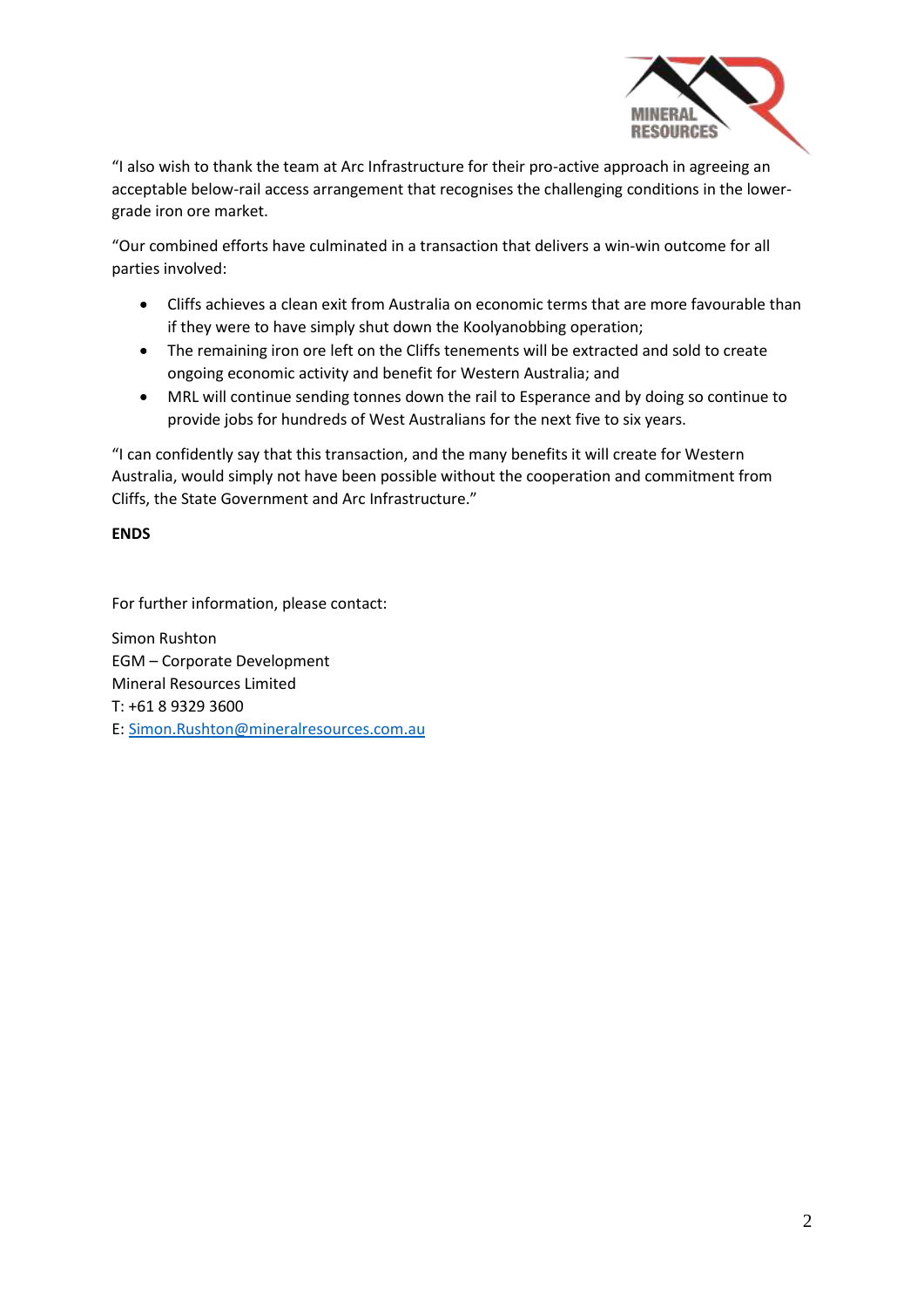"I also wish to thank the team at Arc Infrastructure for their pro-active approach in agreeing an acceptable below-rail access arrangement that recognises the challenging conditions in the lower-grade iron ore market.

"Our combined efforts have culminated in a transaction that delivers a win-win outcome for all parties involved:

- Cliffs achieves a clean exit from Australia on economic terms that are more favourable than if they were to have simply shut down the Koolyanobbing operation;
- The remaining iron ore left on the Cliffs tenements will be extracted and sold to create ongoing economic activity and benefit for Western Australia; and
- MRL will continue sending tonnes down the rail to Esperance and by doing so continue to provide jobs for hundreds of West Australians for the next five to six years.

"I can confidently say that this transaction, and the many benefits it will create for Western Australia, would simply not have been possible without the cooperation and commitment from Cliffs, the State Government and Arc Infrastructure."

**ENDS**

For further information, please contact:

Simon Rushton
EGM – Corporate Development
Mineral Resources Limited
T: +61 8 9329 3600
E: Simon.Rushton@mineralresources.com.au